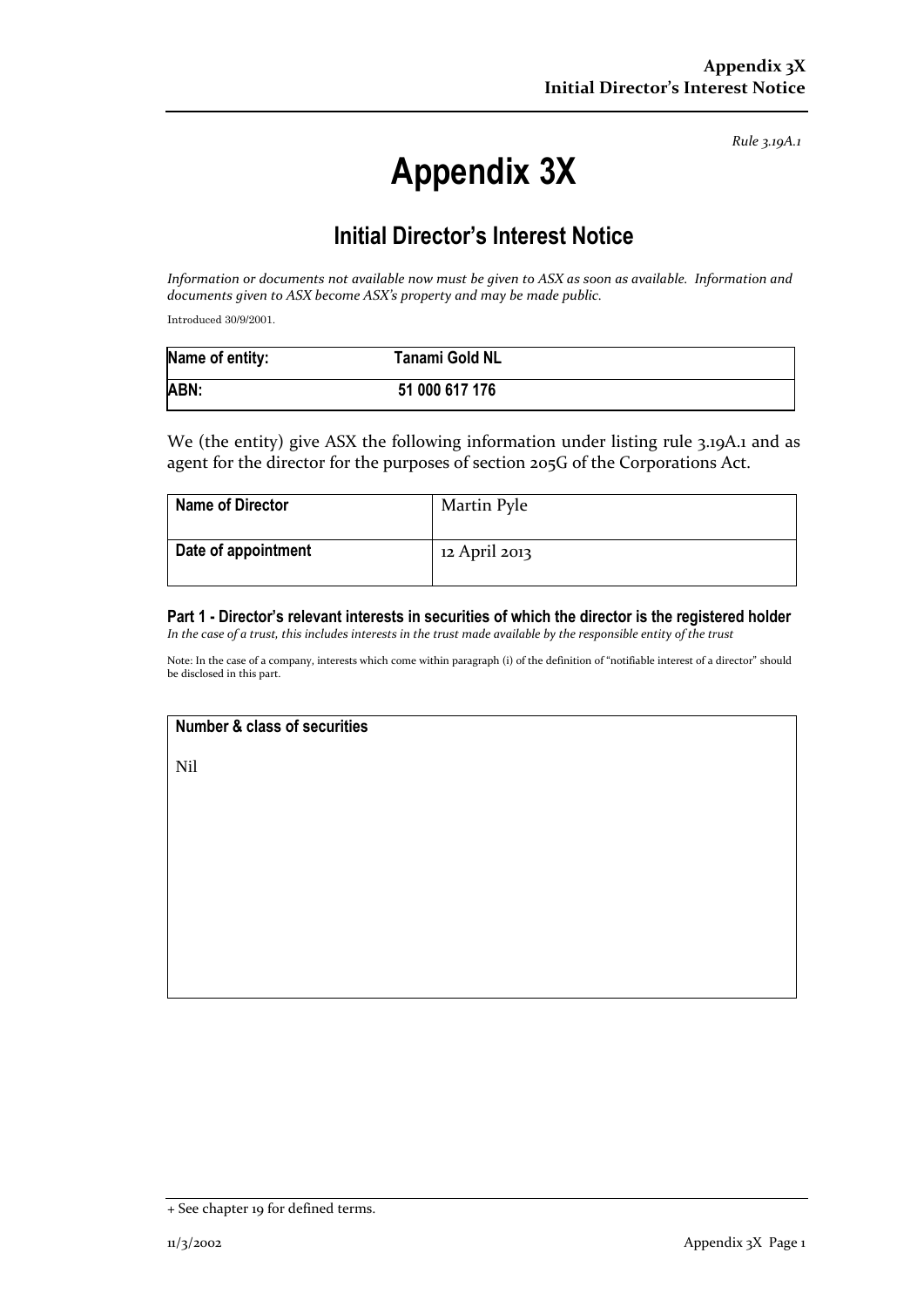*Rule 3.19A.1*

# Appendix 3X

## Initial Director's Interest Notice

*Information or documents not available now must be given to ASX as soon as available. Information and documents given to ASX become ASX's property and may be made public.*

Introduced 30/9/2001.

| **Name of entity:** | **Tanami Gold NL** |
|---|---|
| **ABN:** | **51 000 617 176** |

We (the entity) give ASX the following information under listing rule 3.19A.1 and as agent for the director for the purposes of section 205G of the Corporations Act.

| **Name of Director** | Martin Pyle |
|---|---|
| **Date of appointment** | 12 April 2013 |

### Part 1 - Director's relevant interests in securities of which the director is the registered holder

*In the case of a trust, this includes interests in the trust made available by the responsible entity of the trust*

Note: In the case of a company, interests which come within paragraph (i) of the definition of "notifiable interest of a director" should be disclosed in this part.

| **Number & class of securities** |
|---|
| Nil |

+ See chapter 19 for defined terms.

11/3/2002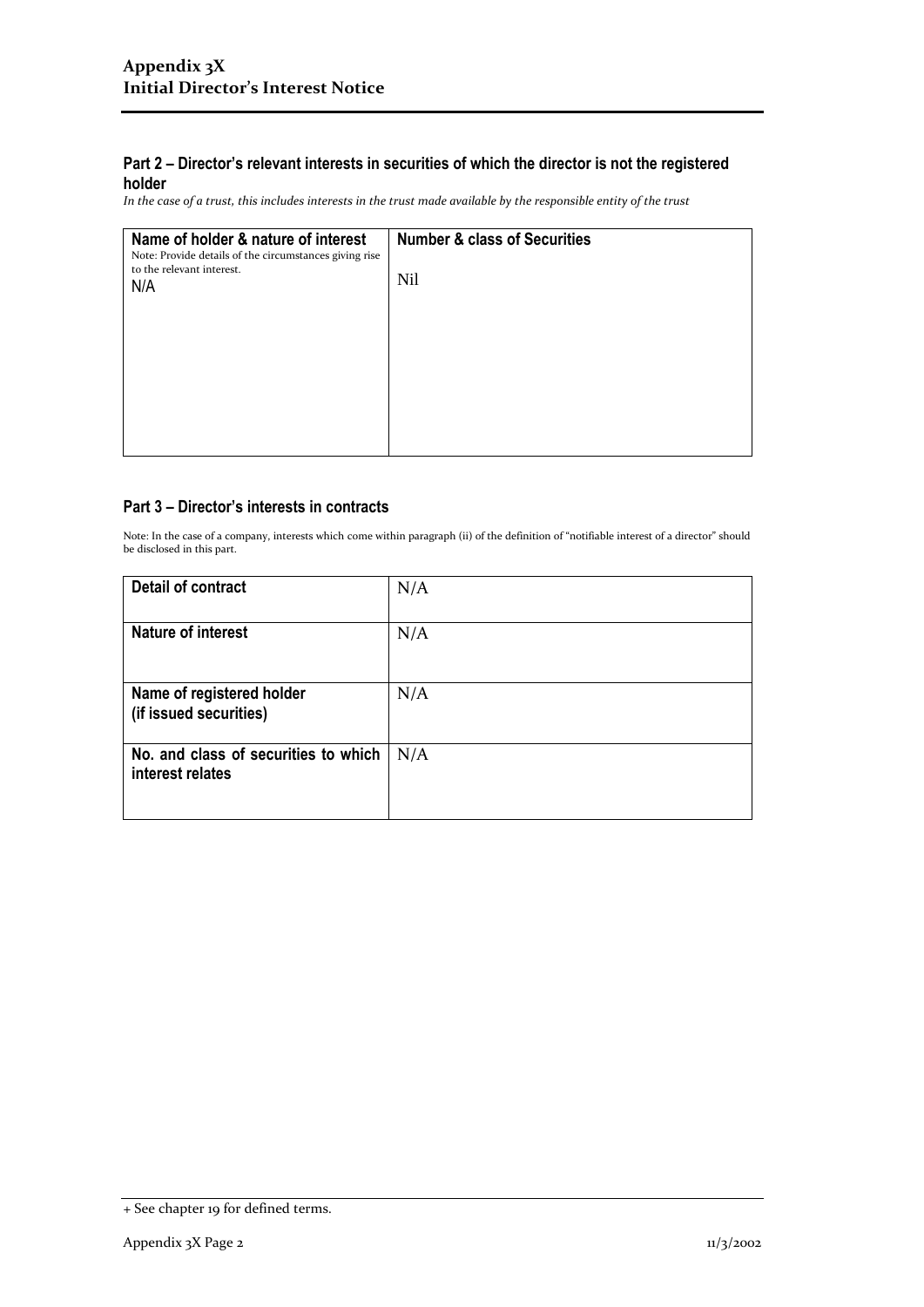## Part 2 – Director's relevant interests in securities of which the director is not the registered holder

*In the case of a trust, this includes interests in the trust made available by the responsible entity of the trust*

| Name of holder & nature of interest<br>Note: Provide details of the circumstances giving rise to the relevant interest. | Number & class of Securities |
|---|---|
| N/A | Nil |

## Part 3 – Director's interests in contracts

Note: In the case of a company, interests which come within paragraph (ii) of the definition of "notifiable interest of a director" should be disclosed in this part.

| | |
|---|---|
| **Detail of contract** | N/A |
| **Nature of interest** | N/A |
| **Name of registered holder (if issued securities)** | N/A |
| **No. and class of securities to which interest relates** | N/A |

+ See chapter 19 for defined terms.